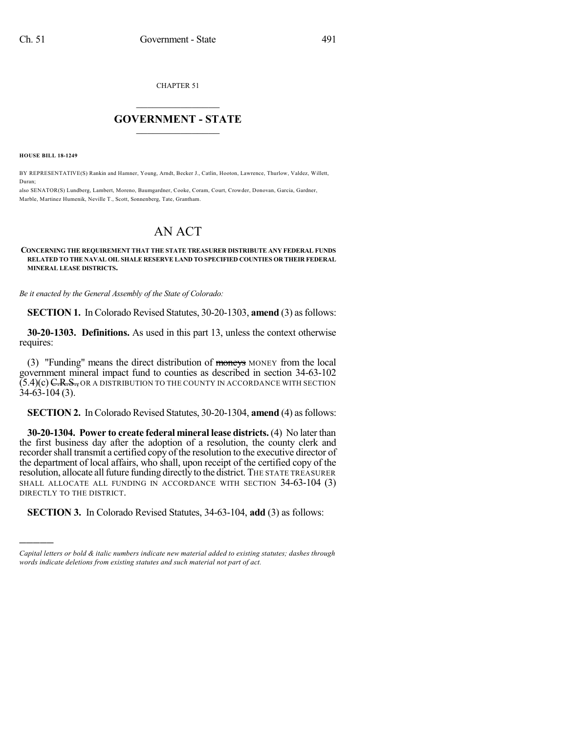CHAPTER 51

# GOVERNMENT - STATE

**HOUSE BILL 18-1249**

BY REPRESENTATIVE(S) Rankin and Hamner, Young, Arndt, Becker J., Catlin, Hooton, Lawrence, Thurlow, Valdez, Willett, Duran;
also SENATOR(S) Lundberg, Lambert, Moreno, Baumgardner, Cooke, Coram, Court, Crowder, Donovan, Garcia, Gardner, Marble, Martinez Humenik, Neville T., Scott, Sonnenberg, Tate, Grantham.

# AN ACT

**CONCERNING THE REQUIREMENT THAT THE STATE TREASURER DISTRIBUTE ANY FEDERAL FUNDS RELATED TO THE NAVAL OIL SHALE RESERVE LAND TO SPECIFIED COUNTIES OR THEIR FEDERAL MINERAL LEASE DISTRICTS.**

*Be it enacted by the General Assembly of the State of Colorado:*

**SECTION 1.** In Colorado Revised Statutes, 30-20-1303, **amend** (3) as follows:

**30-20-1303. Definitions.** As used in this part 13, unless the context otherwise requires:

(3) "Funding" means the direct distribution of ~~moneys~~ MONEY from the local government mineral impact fund to counties as described in section 34-63-102 (5.4)(c) ~~C.R.S.,~~ OR A DISTRIBUTION TO THE COUNTY IN ACCORDANCE WITH SECTION 34-63-104 (3).

**SECTION 2.** In Colorado Revised Statutes, 30-20-1304, **amend** (4) as follows:

**30-20-1304. Power to create federal mineral lease districts.** (4) No later than the first business day after the adoption of a resolution, the county clerk and recorder shall transmit a certified copy of the resolution to the executive director of the department of local affairs, who shall, upon receipt of the certified copy of the resolution, allocate all future funding directly to the district. THE STATE TREASURER SHALL ALLOCATE ALL FUNDING IN ACCORDANCE WITH SECTION 34-63-104 (3) DIRECTLY TO THE DISTRICT.

**SECTION 3.** In Colorado Revised Statutes, 34-63-104, **add** (3) as follows:

---

*Capital letters or bold & italic numbers indicate new material added to existing statutes; dashes through words indicate deletions from existing statutes and such material not part of act.*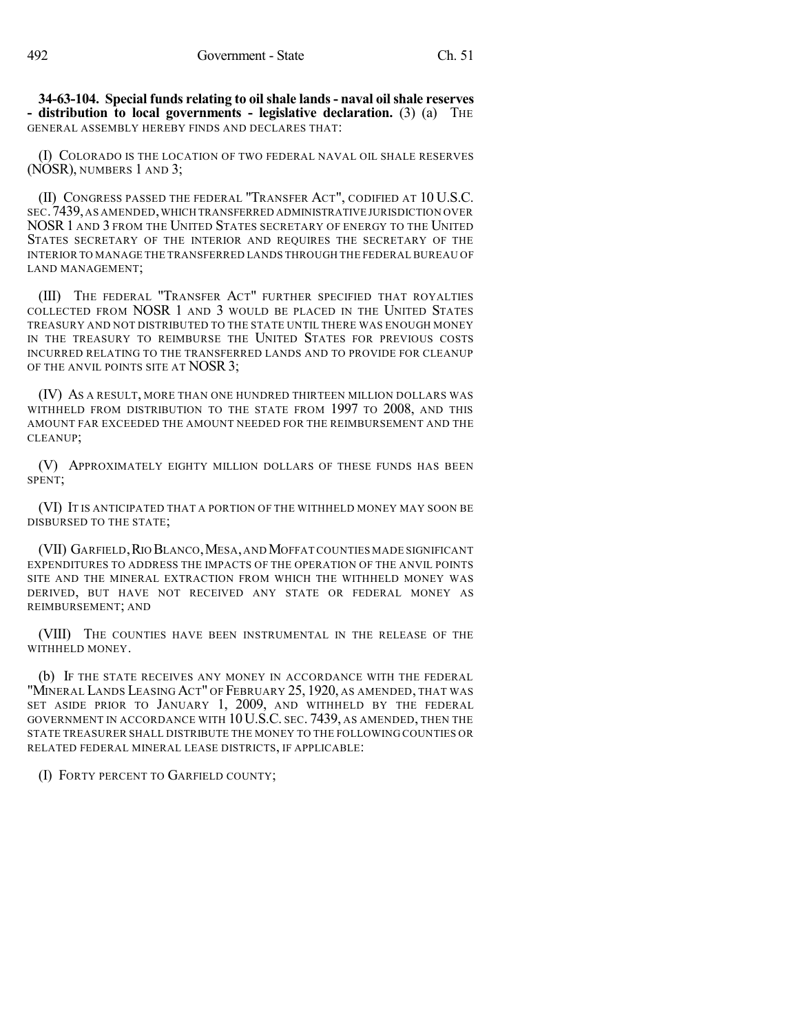**34-63-104. Special funds relating to oil shale lands - naval oil shale reserves - distribution to local governments - legislative declaration.** (3) (a) THE GENERAL ASSEMBLY HEREBY FINDS AND DECLARES THAT:

(I) COLORADO IS THE LOCATION OF TWO FEDERAL NAVAL OIL SHALE RESERVES (NOSR), NUMBERS 1 AND 3;

(II) CONGRESS PASSED THE FEDERAL "TRANSFER ACT", CODIFIED AT 10 U.S.C. SEC. 7439, AS AMENDED, WHICH TRANSFERRED ADMINISTRATIVE JURISDICTION OVER NOSR 1 AND 3 FROM THE UNITED STATES SECRETARY OF ENERGY TO THE UNITED STATES SECRETARY OF THE INTERIOR AND REQUIRES THE SECRETARY OF THE INTERIOR TO MANAGE THE TRANSFERRED LANDS THROUGH THE FEDERAL BUREAU OF LAND MANAGEMENT;

(III) THE FEDERAL "TRANSFER ACT" FURTHER SPECIFIED THAT ROYALTIES COLLECTED FROM NOSR 1 AND 3 WOULD BE PLACED IN THE UNITED STATES TREASURY AND NOT DISTRIBUTED TO THE STATE UNTIL THERE WAS ENOUGH MONEY IN THE TREASURY TO REIMBURSE THE UNITED STATES FOR PREVIOUS COSTS INCURRED RELATING TO THE TRANSFERRED LANDS AND TO PROVIDE FOR CLEANUP OF THE ANVIL POINTS SITE AT NOSR 3;

(IV) AS A RESULT, MORE THAN ONE HUNDRED THIRTEEN MILLION DOLLARS WAS WITHHELD FROM DISTRIBUTION TO THE STATE FROM 1997 TO 2008, AND THIS AMOUNT FAR EXCEEDED THE AMOUNT NEEDED FOR THE REIMBURSEMENT AND THE CLEANUP;

(V) APPROXIMATELY EIGHTY MILLION DOLLARS OF THESE FUNDS HAS BEEN SPENT;

(VI) IT IS ANTICIPATED THAT A PORTION OF THE WITHHELD MONEY MAY SOON BE DISBURSED TO THE STATE;

(VII) GARFIELD, RIO BLANCO, MESA, AND MOFFAT COUNTIES MADE SIGNIFICANT EXPENDITURES TO ADDRESS THE IMPACTS OF THE OPERATION OF THE ANVIL POINTS SITE AND THE MINERAL EXTRACTION FROM WHICH THE WITHHELD MONEY WAS DERIVED, BUT HAVE NOT RECEIVED ANY STATE OR FEDERAL MONEY AS REIMBURSEMENT; AND

(VIII) THE COUNTIES HAVE BEEN INSTRUMENTAL IN THE RELEASE OF THE WITHHELD MONEY.

(b) IF THE STATE RECEIVES ANY MONEY IN ACCORDANCE WITH THE FEDERAL "MINERAL LANDS LEASING ACT" OF FEBRUARY 25, 1920, AS AMENDED, THAT WAS SET ASIDE PRIOR TO JANUARY 1, 2009, AND WITHHELD BY THE FEDERAL GOVERNMENT IN ACCORDANCE WITH 10 U.S.C. SEC. 7439, AS AMENDED, THEN THE STATE TREASURER SHALL DISTRIBUTE THE MONEY TO THE FOLLOWING COUNTIES OR RELATED FEDERAL MINERAL LEASE DISTRICTS, IF APPLICABLE:

(I) FORTY PERCENT TO GARFIELD COUNTY;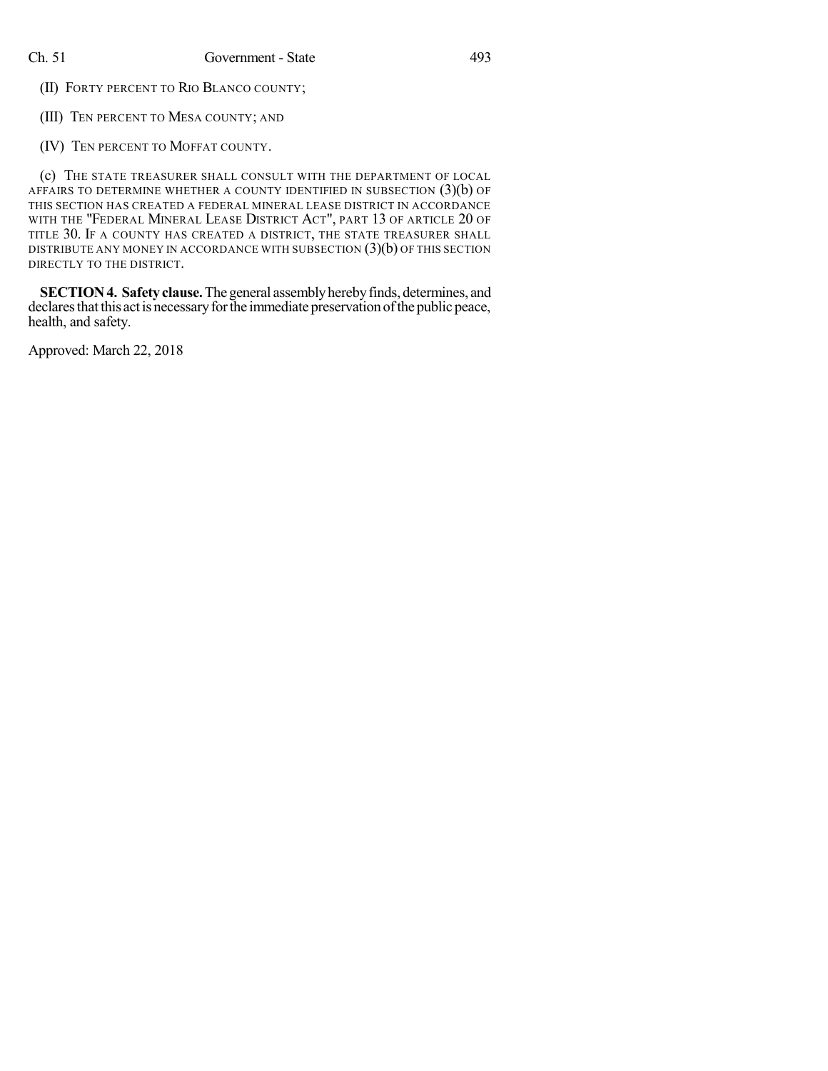(II) FORTY PERCENT TO RIO BLANCO COUNTY;

(III) TEN PERCENT TO MESA COUNTY; AND

(IV) TEN PERCENT TO MOFFAT COUNTY.

(c) THE STATE TREASURER SHALL CONSULT WITH THE DEPARTMENT OF LOCAL AFFAIRS TO DETERMINE WHETHER A COUNTY IDENTIFIED IN SUBSECTION (3)(b) OF THIS SECTION HAS CREATED A FEDERAL MINERAL LEASE DISTRICT IN ACCORDANCE WITH THE "FEDERAL MINERAL LEASE DISTRICT ACT", PART 13 OF ARTICLE 20 OF TITLE 30. IF A COUNTY HAS CREATED A DISTRICT, THE STATE TREASURER SHALL DISTRIBUTE ANY MONEY IN ACCORDANCE WITH SUBSECTION (3)(b) OF THIS SECTION DIRECTLY TO THE DISTRICT.

**SECTION 4. Safety clause.** The general assembly hereby finds, determines, and declares that this act is necessary for the immediate preservation of the public peace, health, and safety.

Approved: March 22, 2018